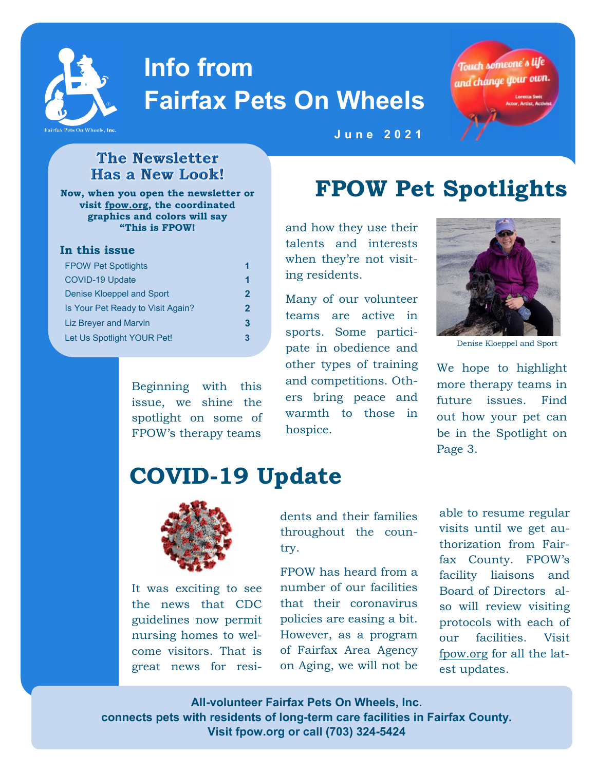# Info from Fairfax Pets On Wheels

June 2021

*Touch someone's life and change your own.*
Loretta Swit
Actor, Artist, Activist

## The Newsletter Has a New Look!

**Now, when you open the newsletter or visit fpow.org, the coordinated graphics and colors will say "This is FPOW!**

### In this issue

| | |
|---|---|
| FPOW Pet Spotlights | 1 |
| COVID-19 Update | 1 |
| Denise Kloeppel and Sport | 2 |
| Is Your Pet Ready to Visit Again? | 2 |
| Liz Breyer and Marvin | 3 |
| Let Us Spotlight YOUR Pet! | 3 |

# FPOW Pet Spotlights

Beginning with this issue, we shine the spotlight on some of FPOW's therapy teams and how they use their talents and interests when they're not visiting residents.

Many of our volunteer teams are active in sports. Some participate in obedience and other types of training and competitions. Others bring peace and warmth to those in hospice.

Denise Kloeppel and Sport

We hope to highlight more therapy teams in future issues. Find out how your pet can be in the Spotlight on Page 3.

# COVID-19 Update

It was exciting to see the news that CDC guidelines now permit nursing homes to welcome visitors. That is great news for residents and their families throughout the country.

FPOW has heard from a number of our facilities that their coronavirus policies are easing a bit. However, as a program of Fairfax Area Agency on Aging, we will not be able to resume regular visits until we get authorization from Fairfax County. FPOW's facility liaisons and Board of Directors also will review visiting protocols with each of our facilities. Visit fpow.org for all the latest updates.

**All-volunteer Fairfax Pets On Wheels, Inc. connects pets with residents of long-term care facilities in Fairfax County. Visit fpow.org or call (703) 324-5424**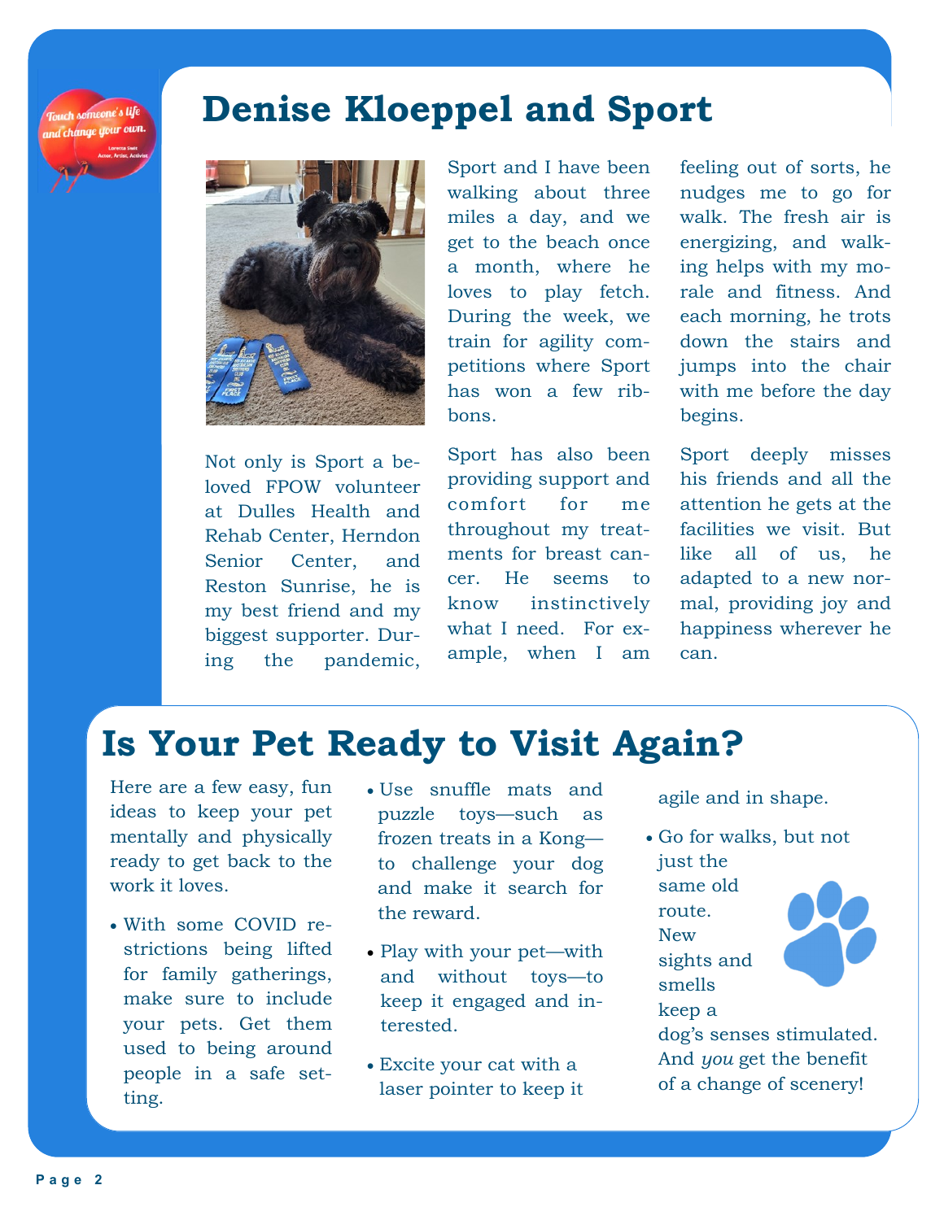# Denise Kloeppel and Sport

Not only is Sport a beloved FPOW volunteer at Dulles Health and Rehab Center, Herndon Senior Center, and Reston Sunrise, he is my best friend and my biggest supporter. During the pandemic, Sport and I have been walking about three miles a day, and we get to the beach once a month, where he loves to play fetch. During the week, we train for agility competitions where Sport has won a few ribbons.

Sport has also been providing support and comfort for me throughout my treatments for breast cancer. He seems to know instinctively what I need. For example, when I am feeling out of sorts, he nudges me to go for walk. The fresh air is energizing, and walking helps with my morale and fitness. And each morning, he trots down the stairs and jumps into the chair with me before the day begins.

Sport deeply misses his friends and all the attention he gets at the facilities we visit. But like all of us, he adapted to a new normal, providing joy and happiness wherever he can.

# Is Your Pet Ready to Visit Again?

Here are a few easy, fun ideas to keep your pet mentally and physically ready to get back to the work it loves.

- With some COVID restrictions being lifted for family gatherings, make sure to include your pets. Get them used to being around people in a safe setting.
- Use snuffle mats and puzzle toys—such as frozen treats in a Kong—to challenge your dog and make it search for the reward.
- Play with your pet—with and without toys—to keep it engaged and interested.
- Excite your cat with a laser pointer to keep it agile and in shape.
- Go for walks, but not just the same old route. New sights and smells keep a dog's senses stimulated. And *you* get the benefit of a change of scenery!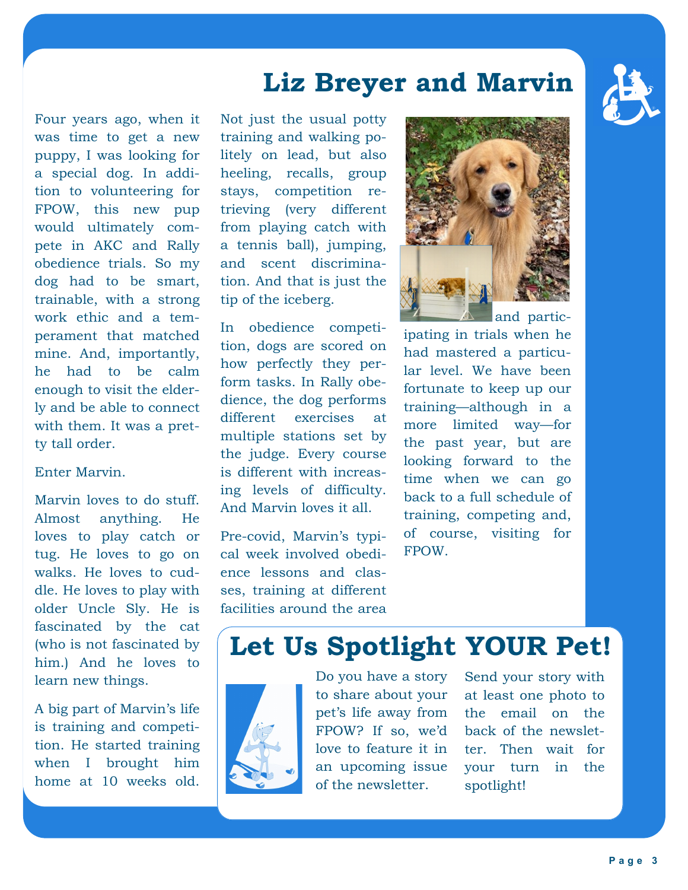# Liz Breyer and Marvin

Four years ago, when it was time to get a new puppy, I was looking for a special dog. In addition to volunteering for FPOW, this new pup would ultimately compete in AKC and Rally obedience trials. So my dog had to be smart, trainable, with a strong work ethic and a temperament that matched mine. And, importantly, he had to be calm enough to visit the elderly and be able to connect with them. It was a pretty tall order.

Enter Marvin.

Marvin loves to do stuff. Almost anything. He loves to play catch or tug. He loves to go on walks. He loves to cuddle. He loves to play with older Uncle Sly. He is fascinated by the cat (who is not fascinated by him.) And he loves to learn new things.

A big part of Marvin's life is training and competition. He started training when I brought him home at 10 weeks old. Not just the usual potty training and walking politely on lead, but also heeling, recalls, group stays, competition retrieving (very different from playing catch with a tennis ball), jumping, and scent discrimination. And that is just the tip of the iceberg.

In obedience competition, dogs are scored on how perfectly they perform tasks. In Rally obedience, the dog performs different exercises at multiple stations set by the judge. Every course is different with increasing levels of difficulty. And Marvin loves it all.

Pre-covid, Marvin's typical week involved obedience lessons and classes, training at different facilities around the area and participating in trials when he had mastered a particular level. We have been fortunate to keep up our training—although in a more limited way—for the past year, but are looking forward to the time when we can go back to a full schedule of training, competing and, of course, visiting for FPOW.

# Let Us Spotlight YOUR Pet!

Do you have a story to share about your pet's life away from FPOW? If so, we'd love to feature it in an upcoming issue of the newsletter.

Send your story with at least one photo to the email on the back of the newsletter. Then wait for your turn in the spotlight!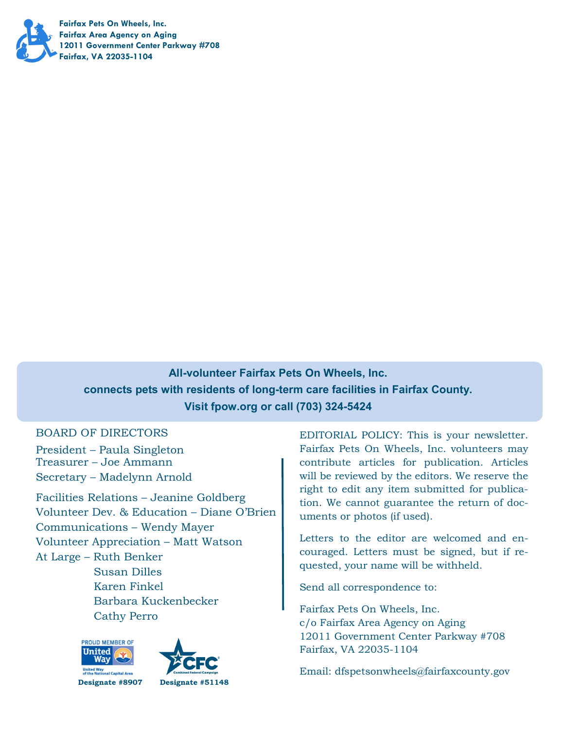Fairfax Pets On Wheels, Inc.
Fairfax Area Agency on Aging
12011 Government Center Parkway #708
Fairfax, VA 22035-1104

**All-volunteer Fairfax Pets On Wheels, Inc.**
**connects pets with residents of long-term care facilities in Fairfax County.**
**Visit fpow.org or call (703) 324-5424**

BOARD OF DIRECTORS

President – Paula Singleton
Treasurer – Joe Ammann
Secretary – Madelynn Arnold

Facilities Relations – Jeanine Goldberg
Volunteer Dev. & Education – Diane O'Brien
Communications – Wendy Mayer
Volunteer Appreciation – Matt Watson
At Large – Ruth Benker
Susan Dilles
Karen Finkel
Barbara Kuckenbecker
Cathy Perro

PROUD MEMBER OF United Way
United Way of the National Capital Area
**Designate #8907**

CFC Combined Federal Campaign
**Designate #51148**

EDITORIAL POLICY: This is your newsletter. Fairfax Pets On Wheels, Inc. volunteers may contribute articles for publication. Articles will be reviewed by the editors. We reserve the right to edit any item submitted for publication. We cannot guarantee the return of documents or photos (if used).

Letters to the editor are welcomed and encouraged. Letters must be signed, but if requested, your name will be withheld.

Send all correspondence to:

Fairfax Pets On Wheels, Inc.
c/o Fairfax Area Agency on Aging
12011 Government Center Parkway #708
Fairfax, VA 22035-1104

Email: dfspetsonwheels@fairfaxcounty.gov